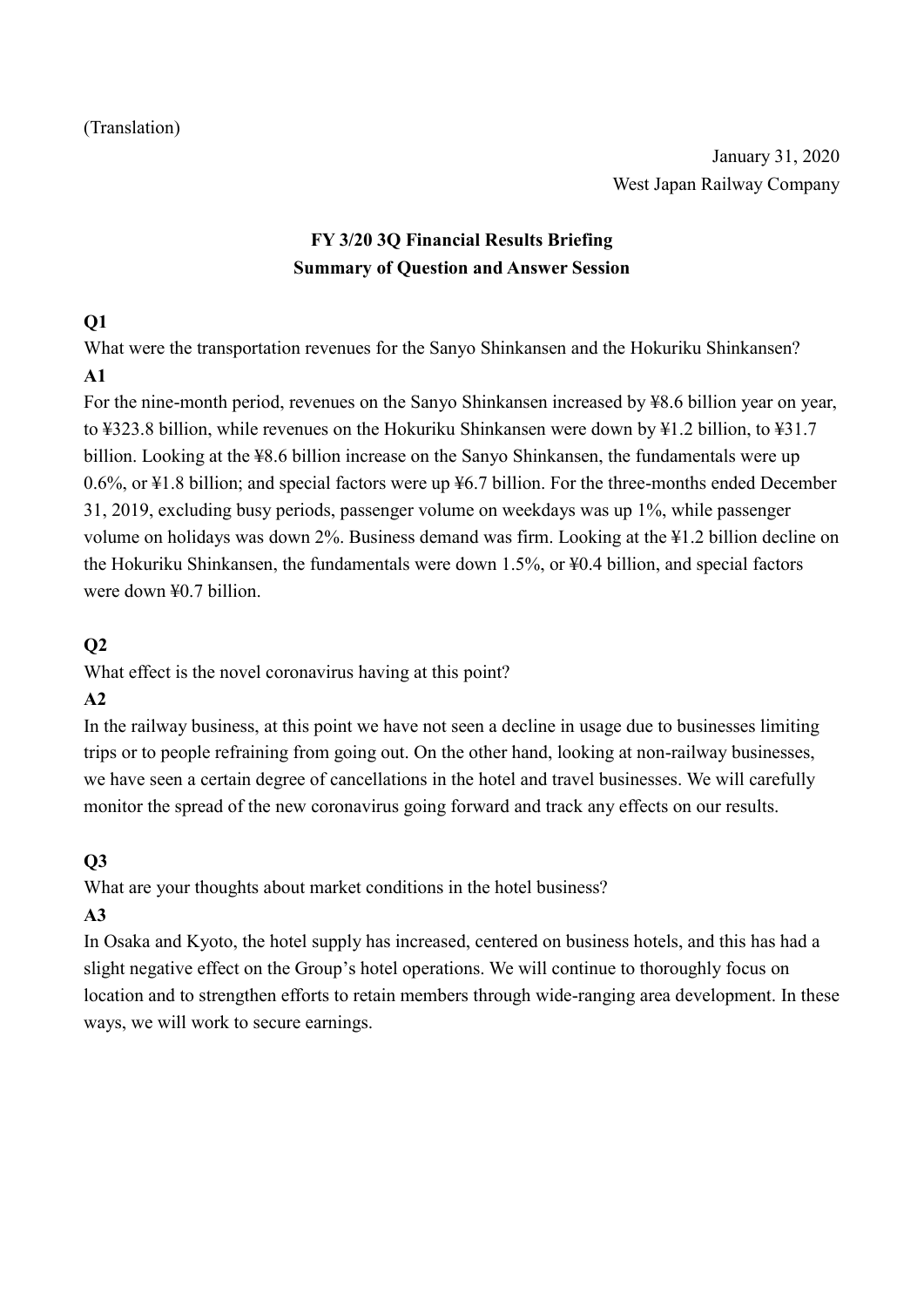(Translation)

January 31, 2020
West Japan Railway Company

## FY 3/20 3Q Financial Results Briefing
## Summary of Question and Answer Session

**Q1**

What were the transportation revenues for the Sanyo Shinkansen and the Hokuriku Shinkansen?

**A1**

For the nine-month period, revenues on the Sanyo Shinkansen increased by ¥8.6 billion year on year, to ¥323.8 billion, while revenues on the Hokuriku Shinkansen were down by ¥1.2 billion, to ¥31.7 billion. Looking at the ¥8.6 billion increase on the Sanyo Shinkansen, the fundamentals were up 0.6%, or ¥1.8 billion; and special factors were up ¥6.7 billion. For the three-months ended December 31, 2019, excluding busy periods, passenger volume on weekdays was up 1%, while passenger volume on holidays was down 2%. Business demand was firm. Looking at the ¥1.2 billion decline on the Hokuriku Shinkansen, the fundamentals were down 1.5%, or ¥0.4 billion, and special factors were down ¥0.7 billion.

**Q2**

What effect is the novel coronavirus having at this point?

**A2**

In the railway business, at this point we have not seen a decline in usage due to businesses limiting trips or to people refraining from going out. On the other hand, looking at non-railway businesses, we have seen a certain degree of cancellations in the hotel and travel businesses. We will carefully monitor the spread of the new coronavirus going forward and track any effects on our results.

**Q3**

What are your thoughts about market conditions in the hotel business?

**A3**

In Osaka and Kyoto, the hotel supply has increased, centered on business hotels, and this has had a slight negative effect on the Group's hotel operations. We will continue to thoroughly focus on location and to strengthen efforts to retain members through wide-ranging area development. In these ways, we will work to secure earnings.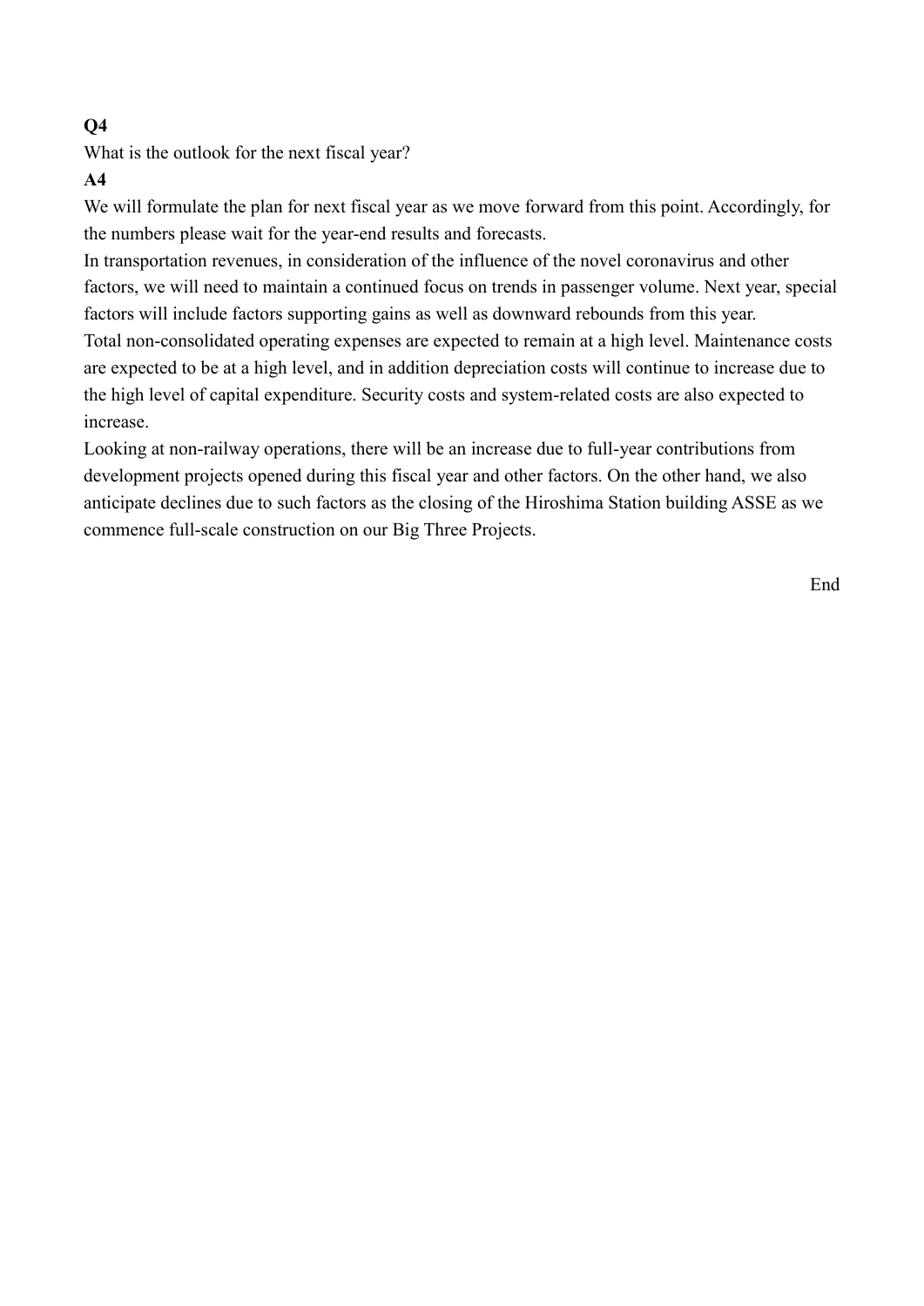**Q4**

What is the outlook for the next fiscal year?

**A4**

We will formulate the plan for next fiscal year as we move forward from this point. Accordingly, for the numbers please wait for the year-end results and forecasts.

In transportation revenues, in consideration of the influence of the novel coronavirus and other factors, we will need to maintain a continued focus on trends in passenger volume. Next year, special factors will include factors supporting gains as well as downward rebounds from this year.

Total non-consolidated operating expenses are expected to remain at a high level. Maintenance costs are expected to be at a high level, and in addition depreciation costs will continue to increase due to the high level of capital expenditure. Security costs and system-related costs are also expected to increase.

Looking at non-railway operations, there will be an increase due to full-year contributions from development projects opened during this fiscal year and other factors. On the other hand, we also anticipate declines due to such factors as the closing of the Hiroshima Station building ASSE as we commence full-scale construction on our Big Three Projects.

End